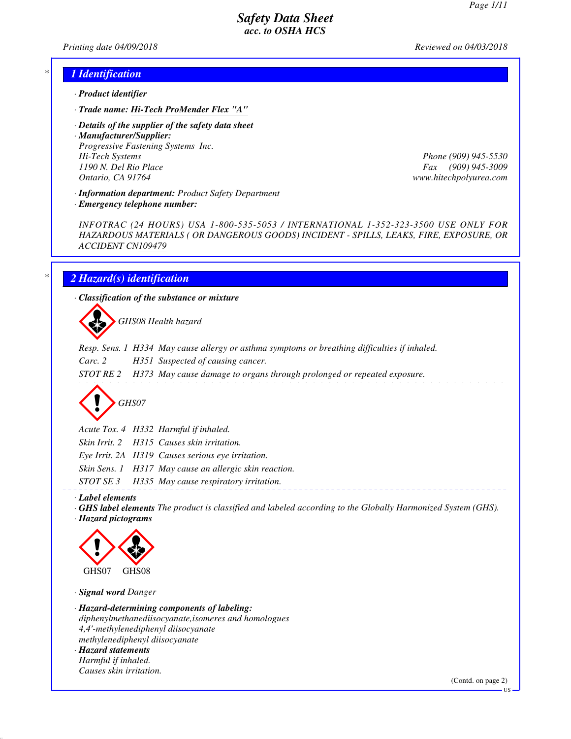# Safety Data Sheet
*acc. to OSHA HCS*

*Printing date 04/09/2018* *Reviewed on 04/03/2018*

## 1 Identification

· **Product identifier**

· **Trade name: Hi-Tech ProMender Flex "A"**

· **Details of the supplier of the safety data sheet**

· **Manufacturer/Supplier:**
Progressive Fastening Systems Inc.
Hi-Tech Systems
1190 N. Del Rio Place
Ontario, CA 91764

Phone (909) 945-5530
Fax (909) 945-3009
www.hitechpolyurea.com

· **Information department:** Product Safety Department

· **Emergency telephone number:**

INFOTRAC (24 HOURS) USA 1-800-535-5053 / INTERNATIONAL 1-352-323-3500 USE ONLY FOR HAZARDOUS MATERIALS ( OR DANGEROUS GOODS) INCIDENT - SPILLS, LEAKS, FIRE, EXPOSURE, OR ACCIDENT CN109479

## 2 Hazard(s) identification

· **Classification of the substance or mixture**

GHS08 Health hazard

| | | |
|---|---|---|
| Resp. Sens. 1 | H334 | May cause allergy or asthma symptoms or breathing difficulties if inhaled. |
| Carc. 2 | H351 | Suspected of causing cancer. |
| STOT RE 2 | H373 | May cause damage to organs through prolonged or repeated exposure. |

GHS07

| | | |
|---|---|---|
| Acute Tox. 4 | H332 | Harmful if inhaled. |
| Skin Irrit. 2 | H315 | Causes skin irritation. |
| Eye Irrit. 2A | H319 | Causes serious eye irritation. |
| Skin Sens. 1 | H317 | May cause an allergic skin reaction. |
| STOT SE 3 | H335 | May cause respiratory irritation. |

· **Label elements**

· **GHS label elements** The product is classified and labeled according to the Globally Harmonized System (GHS).

· **Hazard pictograms**

GHS07 GHS08

· **Signal word** Danger

· **Hazard-determining components of labeling:**
diphenylmethanediisocyanate,isomeres and homologues
4,4'-methylenediphenyl diisocyanate
methylenediphenyl diisocyanate

· **Hazard statements**
Harmful if inhaled.
Causes skin irritation.

(Contd. on page 2)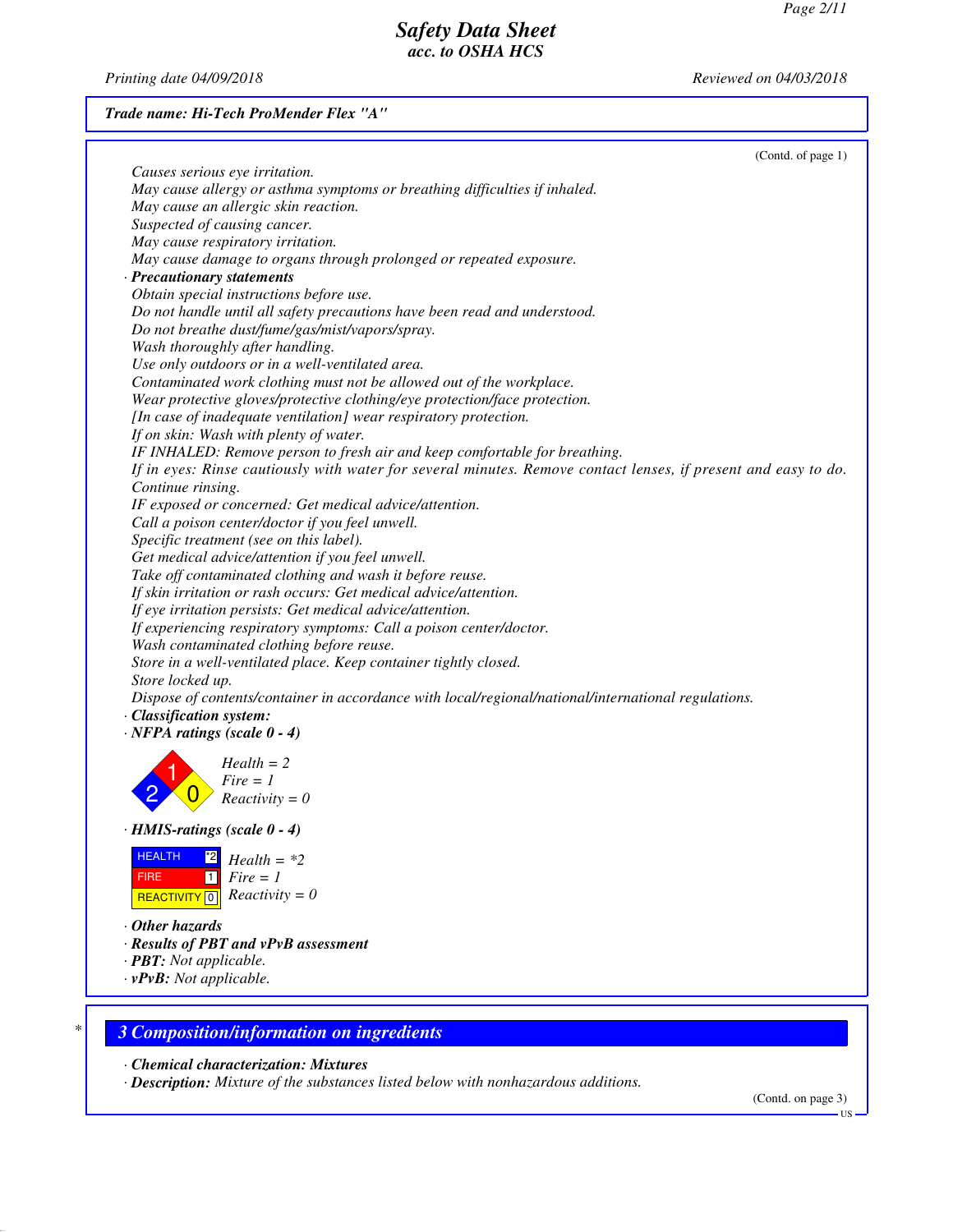Trade name: Hi-Tech ProMender Flex "A"

(Contd. of page 1)

Causes serious eye irritation.
May cause allergy or asthma symptoms or breathing difficulties if inhaled.
May cause an allergic skin reaction.
Suspected of causing cancer.
May cause respiratory irritation.
May cause damage to organs through prolonged or repeated exposure.

· **Precautionary statements**

Obtain special instructions before use.
Do not handle until all safety precautions have been read and understood.
Do not breathe dust/fume/gas/mist/vapors/spray.
Wash thoroughly after handling.
Use only outdoors or in a well-ventilated area.
Contaminated work clothing must not be allowed out of the workplace.
Wear protective gloves/protective clothing/eye protection/face protection.
[In case of inadequate ventilation] wear respiratory protection.
If on skin: Wash with plenty of water.
IF INHALED: Remove person to fresh air and keep comfortable for breathing.
If in eyes: Rinse cautiously with water for several minutes. Remove contact lenses, if present and easy to do. Continue rinsing.
IF exposed or concerned: Get medical advice/attention.
Call a poison center/doctor if you feel unwell.
Specific treatment (see on this label).
Get medical advice/attention if you feel unwell.
Take off contaminated clothing and wash it before reuse.
If skin irritation or rash occurs: Get medical advice/attention.
If eye irritation persists: Get medical advice/attention.
If experiencing respiratory symptoms: Call a poison center/doctor.
Wash contaminated clothing before reuse.
Store in a well-ventilated place. Keep container tightly closed.
Store locked up.
Dispose of contents/container in accordance with local/regional/national/international regulations.

· **Classification system:**

· **NFPA ratings (scale 0 - 4)**

Health = 2
Fire = 1
Reactivity = 0

· **HMIS-ratings (scale 0 - 4)**

| | |
|---|---|
| HEALTH | *2 |
| FIRE | 1 |
| REACTIVITY | 0 |

Health = *2
Fire = 1
Reactivity = 0

· **Other hazards**

· **Results of PBT and vPvB assessment**

· **PBT:** Not applicable.

· **vPvB:** Not applicable.

## 3 Composition/information on ingredients

· **Chemical characterization: Mixtures**

· **Description:** Mixture of the substances listed below with nonhazardous additions.

(Contd. on page 3)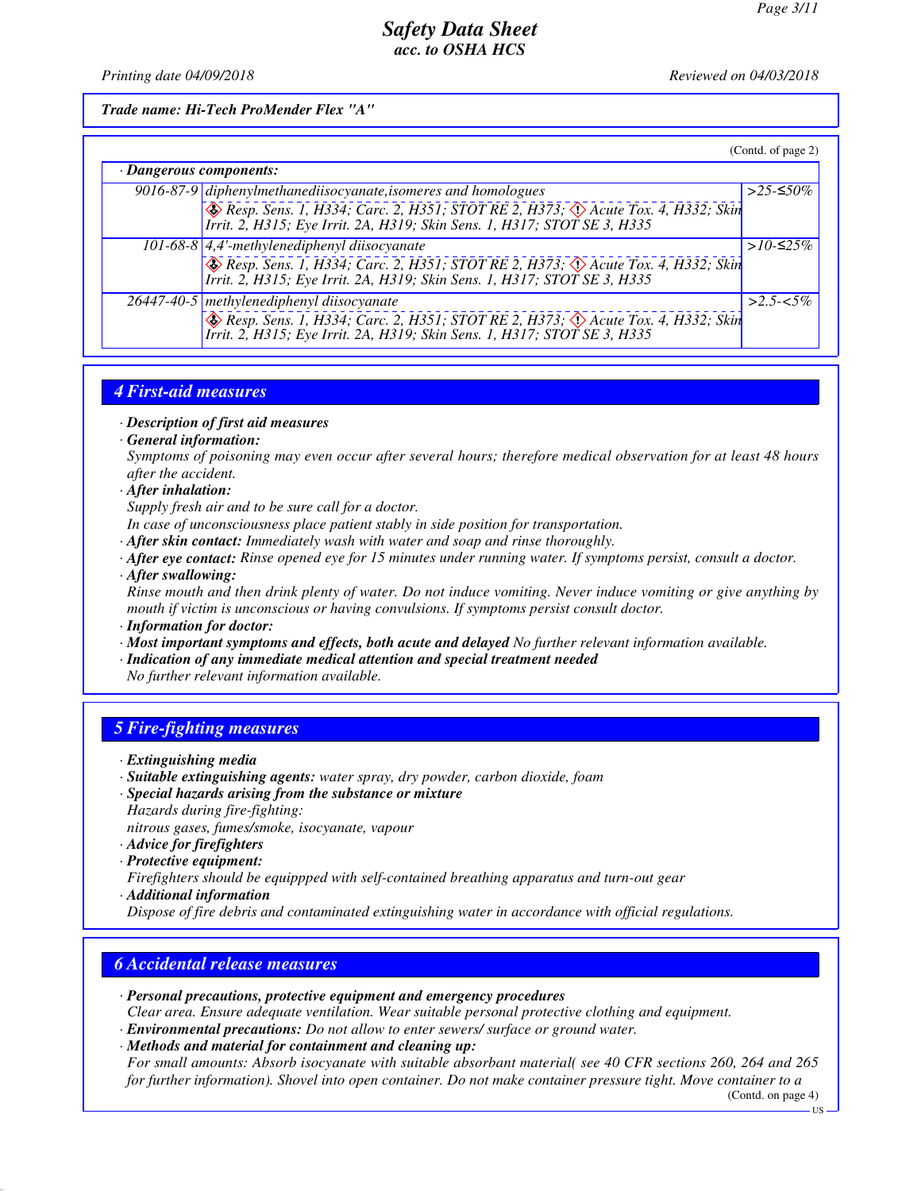**Trade name: Hi-Tech ProMender Flex "A"**

(Contd. of page 2)

· **Dangerous components:**

| | | |
|---|---|---|
| 9016-87-9 | diphenylmethanediisocyanate,isomeres and homologues<br>Resp. Sens. 1, H334; Carc. 2, H351; STOT RE 2, H373; Acute Tox. 4, H332; Skin Irrit. 2, H315; Eye Irrit. 2A, H319; Skin Sens. 1, H317; STOT SE 3, H335 | >25-≤50% |
| 101-68-8 | 4,4'-methylenediphenyl diisocyanate<br>Resp. Sens. 1, H334; Carc. 2, H351; STOT RE 2, H373; Acute Tox. 4, H332; Skin Irrit. 2, H315; Eye Irrit. 2A, H319; Skin Sens. 1, H317; STOT SE 3, H335 | >10-≤25% |
| 26447-40-5 | methylenediphenyl diisocyanate<br>Resp. Sens. 1, H334; Carc. 2, H351; STOT RE 2, H373; Acute Tox. 4, H332; Skin Irrit. 2, H315; Eye Irrit. 2A, H319; Skin Sens. 1, H317; STOT SE 3, H335 | >2.5-<5% |

## 4 First-aid measures

· **Description of first aid measures**

· **General information:**
Symptoms of poisoning may even occur after several hours; therefore medical observation for at least 48 hours after the accident.

· **After inhalation:**
Supply fresh air and to be sure call for a doctor.
In case of unconsciousness place patient stably in side position for transportation.

· **After skin contact:** Immediately wash with water and soap and rinse thoroughly.

· **After eye contact:** Rinse opened eye for 15 minutes under running water. If symptoms persist, consult a doctor.

· **After swallowing:**
Rinse mouth and then drink plenty of water. Do not induce vomiting. Never induce vomiting or give anything by mouth if victim is unconscious or having convulsions. If symptoms persist consult doctor.

· **Information for doctor:**

· **Most important symptoms and effects, both acute and delayed** No further relevant information available.

· **Indication of any immediate medical attention and special treatment needed**
No further relevant information available.

## 5 Fire-fighting measures

· **Extinguishing media**

· **Suitable extinguishing agents:** water spray, dry powder, carbon dioxide, foam

· **Special hazards arising from the substance or mixture**
Hazards during fire-fighting:
nitrous gases, fumes/smoke, isocyanate, vapour

· **Advice for firefighters**

· **Protective equipment:**
Firefighters should be equippped with self-contained breathing apparatus and turn-out gear

· **Additional information**
Dispose of fire debris and contaminated extinguishing water in accordance with official regulations.

## 6 Accidental release measures

· **Personal precautions, protective equipment and emergency procedures**
Clear area. Ensure adequate ventilation. Wear suitable personal protective clothing and equipment.

· **Environmental precautions:** Do not allow to enter sewers/ surface or ground water.

· **Methods and material for containment and cleaning up:**
For small amounts: Absorb isocyanate with suitable absorbant material( see 40 CFR sections 260, 264 and 265 for further information). Shovel into open container. Do not make container pressure tight. Move container to a

(Contd. on page 4)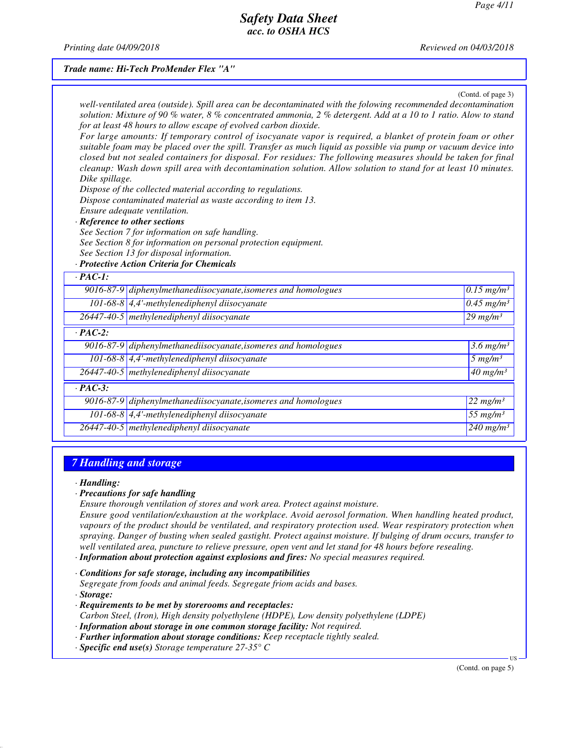**Trade name: Hi-Tech ProMender Flex "A"**

(Contd. of page 3)

*well-ventilated area (outside). Spill area can be decontaminated with the folowing recommended decontamination solution: Mixture of 90 % water, 8 % concentrated ammonia, 2 % detergent. Add at a 10 to 1 ratio. Alow to stand for at least 48 hours to allow escape of evolved carbon dioxide.*

*For large amounts: If temporary control of isocyanate vapor is required, a blanket of protein foam or other suitable foam may be placed over the spill. Transfer as much liquid as possible via pump or vacuum device into closed but not sealed containers for disposal. For residues: The following measures should be taken for final cleanup: Wash down spill area with decontamination solution. Allow solution to stand for at least 10 minutes. Dike spillage.*

*Dispose of the collected material according to regulations.*

*Dispose contaminated material as waste according to item 13.*

*Ensure adequate ventilation.*

· ***Reference to other sections***

*See Section 7 for information on safe handling.*

*See Section 8 for information on personal protection equipment.*

*See Section 13 for disposal information.*

· ***Protective Action Criteria for Chemicals***

| · **PAC-1:** | | |
|---|---|---|
| 9016-87-9 | diphenylmethanediisocyanate,isomeres and homologues | 0.15 mg/m³ |
| 101-68-8 | 4,4'-methylenediphenyl diisocyanate | 0.45 mg/m³ |
| 26447-40-5 | methylenediphenyl diisocyanate | 29 mg/m³ |
| · **PAC-2:** | | |
| 9016-87-9 | diphenylmethanediisocyanate,isomeres and homologues | 3.6 mg/m³ |
| 101-68-8 | 4,4'-methylenediphenyl diisocyanate | 5 mg/m³ |
| 26447-40-5 | methylenediphenyl diisocyanate | 40 mg/m³ |
| · **PAC-3:** | | |
| 9016-87-9 | diphenylmethanediisocyanate,isomeres and homologues | 22 mg/m³ |
| 101-68-8 | 4,4'-methylenediphenyl diisocyanate | 55 mg/m³ |
| 26447-40-5 | methylenediphenyl diisocyanate | 240 mg/m³ |

## 7 Handling and storage

· ***Handling:***

· ***Precautions for safe handling***

*Ensure thorough ventilation of stores and work area. Protect against moisture.*

*Ensure good ventilation/exhaustion at the workplace. Avoid aerosol formation. When handling heated product, vapours of the product should be ventilated, and respiratory protection used. Wear respiratory protection when spraying. Danger of busting when sealed gastight. Protect against moisture. If bulging of drum occurs, transfer to well ventilated area, puncture to relieve pressure, open vent and let stand for 48 hours before resealing.*

· ***Information about protection against explosions and fires:*** *No special measures required.*

· ***Conditions for safe storage, including any incompatibilities***

*Segregate from foods and animal feeds. Segregate friom acids and bases.*

· ***Storage:***

· ***Requirements to be met by storerooms and receptacles:***

*Carbon Steel, (Iron), High density polyethylene (HDPE), Low density polyethylene (LDPE)*

· ***Information about storage in one common storage facility:*** *Not required.*

· ***Further information about storage conditions:*** *Keep receptacle tightly sealed.*

· ***Specific end use(s)*** *Storage temperature 27-35° C*

(Contd. on page 5)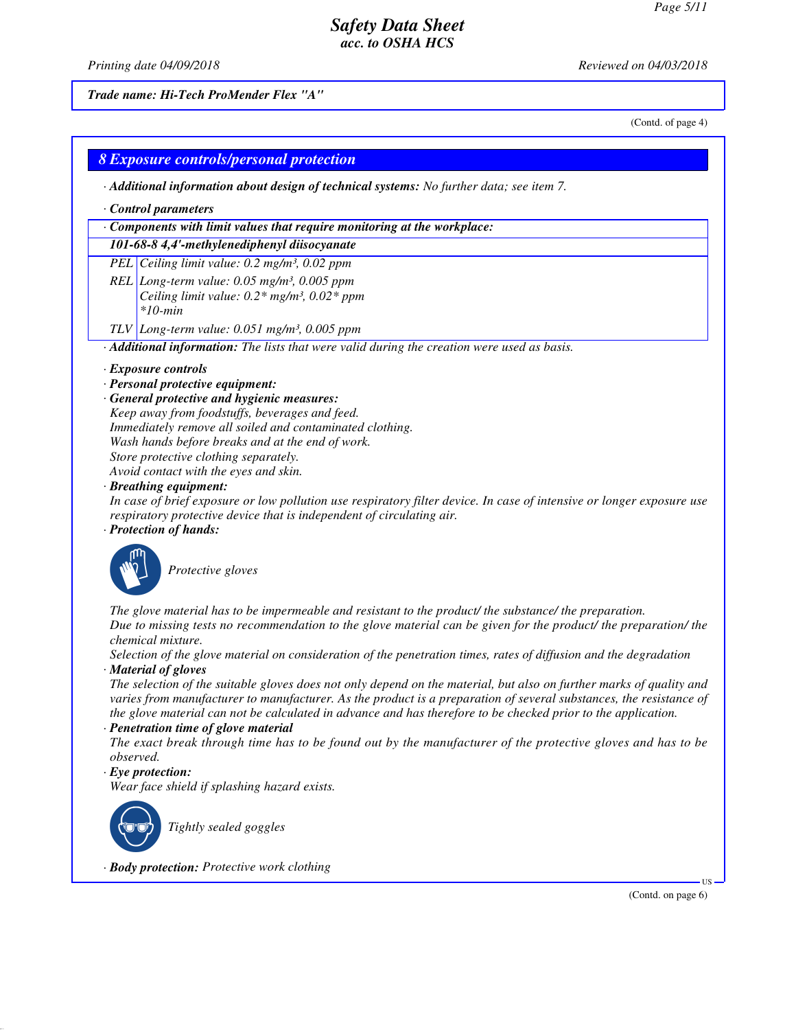Trade name: Hi-Tech ProMender Flex "A"

(Contd. of page 4)

## 8 Exposure controls/personal protection

· **Additional information about design of technical systems:** No further data; see item 7.

· **Control parameters**

· **Components with limit values that require monitoring at the workplace:**

| 101-68-8 4,4'-methylenediphenyl diisocyanate | |
|---|---|
| PEL | Ceiling limit value: 0.2 mg/m³, 0.02 ppm |
| REL | Long-term value: 0.05 mg/m³, 0.005 ppm<br>Ceiling limit value: 0.2* mg/m³, 0.02* ppm<br>*10-min |
| TLV | Long-term value: 0.051 mg/m³, 0.005 ppm |

· **Additional information:** The lists that were valid during the creation were used as basis.

· **Exposure controls**

· **Personal protective equipment:**

· **General protective and hygienic measures:**

Keep away from foodstuffs, beverages and feed.
Immediately remove all soiled and contaminated clothing.
Wash hands before breaks and at the end of work.
Store protective clothing separately.
Avoid contact with the eyes and skin.

· **Breathing equipment:**

In case of brief exposure or low pollution use respiratory filter device. In case of intensive or longer exposure use respiratory protective device that is independent of circulating air.

· **Protection of hands:**

Protective gloves

The glove material has to be impermeable and resistant to the product/ the substance/ the preparation.
Due to missing tests no recommendation to the glove material can be given for the product/ the preparation/ the chemical mixture.
Selection of the glove material on consideration of the penetration times, rates of diffusion and the degradation

· **Material of gloves**

The selection of the suitable gloves does not only depend on the material, but also on further marks of quality and varies from manufacturer to manufacturer. As the product is a preparation of several substances, the resistance of the glove material can not be calculated in advance and has therefore to be checked prior to the application.

· **Penetration time of glove material**

The exact break through time has to be found out by the manufacturer of the protective gloves and has to be observed.

· **Eye protection:**

Wear face shield if splashing hazard exists.

Tightly sealed goggles

· **Body protection:** Protective work clothing

(Contd. on page 6)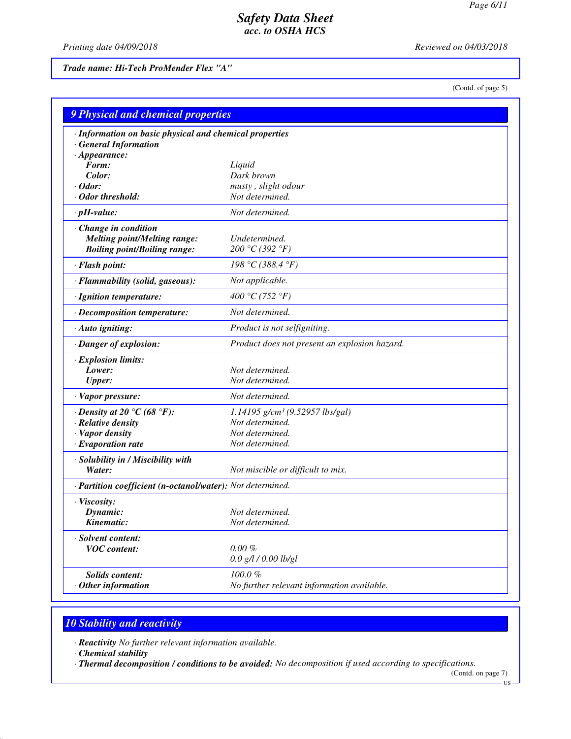**Trade name: Hi-Tech ProMender Flex "A"**

(Contd. of page 5)

## 9 Physical and chemical properties

| | |
|---|---|
| **· Information on basic physical and chemical properties** | |
| **· General Information** | |
| **· Appearance:** | |
| **Form:** | Liquid |
| **Color:** | Dark brown |
| **· Odor:** | musty , slight odour |
| **· Odor threshold:** | Not determined. |
| **· pH-value:** | Not determined. |
| **· Change in condition** | |
| **Melting point/Melting range:** | Undetermined. |
| **Boiling point/Boiling range:** | 200 °C (392 °F) |
| **· Flash point:** | 198 °C (388.4 °F) |
| **· Flammability (solid, gaseous):** | Not applicable. |
| **· Ignition temperature:** | 400 °C (752 °F) |
| **· Decomposition temperature:** | Not determined. |
| **· Auto igniting:** | Product is not selfigniting. |
| **· Danger of explosion:** | Product does not present an explosion hazard. |
| **· Explosion limits:** | |
| **Lower:** | Not determined. |
| **Upper:** | Not determined. |
| **· Vapor pressure:** | Not determined. |
| **· Density at 20 °C (68 °F):** | 1.14195 g/cm³ (9.52957 lbs/gal) |
| **· Relative density** | Not determined. |
| **· Vapor density** | Not determined. |
| **· Evaporation rate** | Not determined. |
| **· Solubility in / Miscibility with** | |
| **Water:** | Not miscible or difficult to mix. |
| **· Partition coefficient (n-octanol/water):** | Not determined. |
| **· Viscosity:** | |
| **Dynamic:** | Not determined. |
| **Kinematic:** | Not determined. |
| **· Solvent content:** | |
| **VOC content:** | 0.00 % |
| | 0.0 g/l / 0.00 lb/gl |
| **Solids content:** | 100.0 % |
| **· Other information** | No further relevant information available. |

## 10 Stability and reactivity

**· Reactivity** No further relevant information available.

**· Chemical stability**

**· Thermal decomposition / conditions to be avoided:** No decomposition if used according to specifications.

(Contd. on page 7)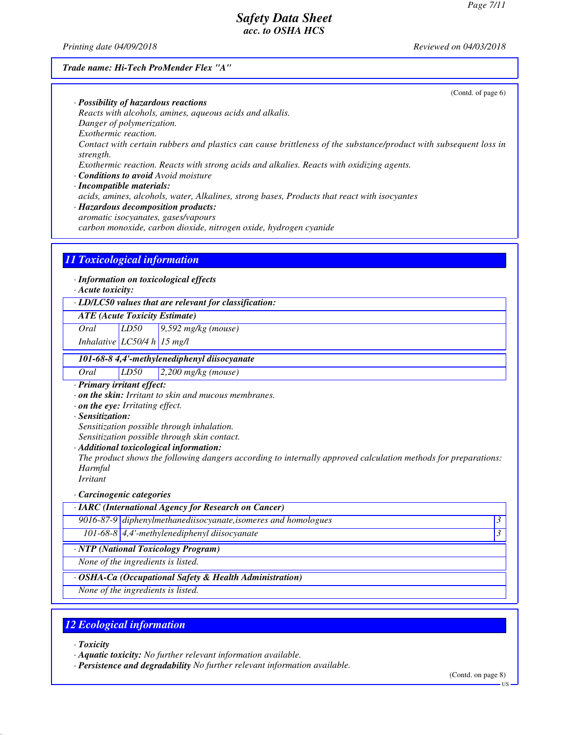(Contd. of page 6)

· **Possibility of hazardous reactions**
Reacts with alcohols, amines, aqueous acids and alkalis.
Danger of polymerization.
Exothermic reaction.
Contact with certain rubbers and plastics can cause brittleness of the substance/product with subsequent loss in strength.
Exothermic reaction. Reacts with strong acids and alkalies. Reacts with oxidizing agents.

· **Conditions to avoid** Avoid moisture

· **Incompatible materials:**
acids, amines, alcohols, water, Alkalines, strong bases, Products that react with isocyantes

· **Hazardous decomposition products:**
aromatic isocyanates, gases/vapours
carbon monoxide, carbon dioxide, nitrogen oxide, hydrogen cyanide

## 11 Toxicological information

· **Information on toxicological effects**

· **Acute toxicity:**

| · LD/LC50 values that are relevant for classification: | | |
|---|---|---|
| **ATE (Acute Toxicity Estimate)** | | |
| Oral | LD50 | 9,592 mg/kg (mouse) |
| Inhalative | LC50/4 h | 15 mg/l |
| **101-68-8 4,4'-methylenediphenyl diisocyanate** | | |
| Oral | LD50 | 2,200 mg/kg (mouse) |

· **Primary irritant effect:**

· **on the skin:** Irritant to skin and mucous membranes.

· **on the eye:** Irritating effect.

· **Sensitization:**
Sensitization possible through inhalation.
Sensitization possible through skin contact.

· **Additional toxicological information:**
The product shows the following dangers according to internally approved calculation methods for preparations:
Harmful
Irritant

· **Carcinogenic categories**

| · IARC (International Agency for Research on Cancer) | | |
|---|---|---|
| 9016-87-9 | diphenylmethanediisocyanate,isomeres and homologues | 3 |
| 101-68-8 | 4,4'-methylenediphenyl diisocyanate | 3 |

| · NTP (National Toxicology Program) |
|---|
| None of the ingredients is listed. |

| · OSHA-Ca (Occupational Safety & Health Administration) |
|---|
| None of the ingredients is listed. |

## 12 Ecological information

· **Toxicity**

· **Aquatic toxicity:** No further relevant information available.

· **Persistence and degradability** No further relevant information available.

(Contd. on page 8)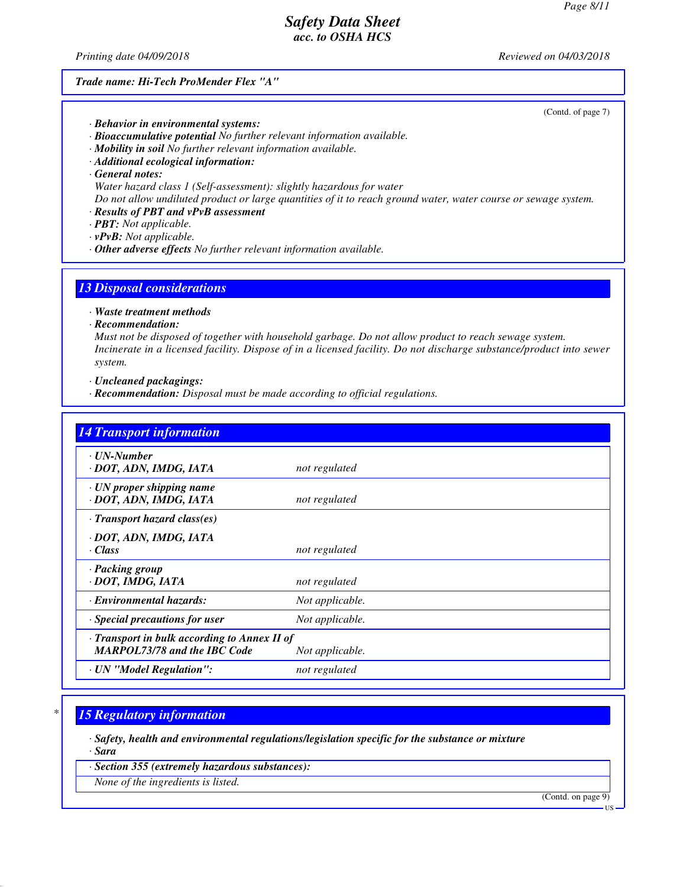**Trade name: Hi-Tech ProMender Flex "A"**

(Contd. of page 7)

· **Behavior in environmental systems:**
· **Bioaccumulative potential** No further relevant information available.
· **Mobility in soil** No further relevant information available.
· **Additional ecological information:**
· **General notes:**
Water hazard class 1 (Self-assessment): slightly hazardous for water
Do not allow undiluted product or large quantities of it to reach ground water, water course or sewage system.
· **Results of PBT and vPvB assessment**
· **PBT:** Not applicable.
· **vPvB:** Not applicable.
· **Other adverse effects** No further relevant information available.

## 13 Disposal considerations

· **Waste treatment methods**
· **Recommendation:**
Must not be disposed of together with household garbage. Do not allow product to reach sewage system. Incinerate in a licensed facility. Dispose of in a licensed facility. Do not discharge substance/product into sewer system.

· **Uncleaned packagings:**
· **Recommendation:** Disposal must be made according to official regulations.

## 14 Transport information

| | |
|---|---|
| · **UN-Number**<br>· **DOT, ADN, IMDG, IATA** | not regulated |
| · **UN proper shipping name**<br>· **DOT, ADN, IMDG, IATA** | not regulated |
| · **Transport hazard class(es)**<br>· **DOT, ADN, IMDG, IATA**<br>· **Class** | not regulated |
| · **Packing group**<br>· **DOT, IMDG, IATA** | not regulated |
| · **Environmental hazards:** | Not applicable. |
| · **Special precautions for user** | Not applicable. |
| · **Transport in bulk according to Annex II of MARPOL73/78 and the IBC Code** | Not applicable. |
| · **UN "Model Regulation":** | not regulated |

## 15 Regulatory information

· **Safety, health and environmental regulations/legislation specific for the substance or mixture**
· **Sara**

· **Section 355 (extremely hazardous substances):**
None of the ingredients is listed.

(Contd. on page 9)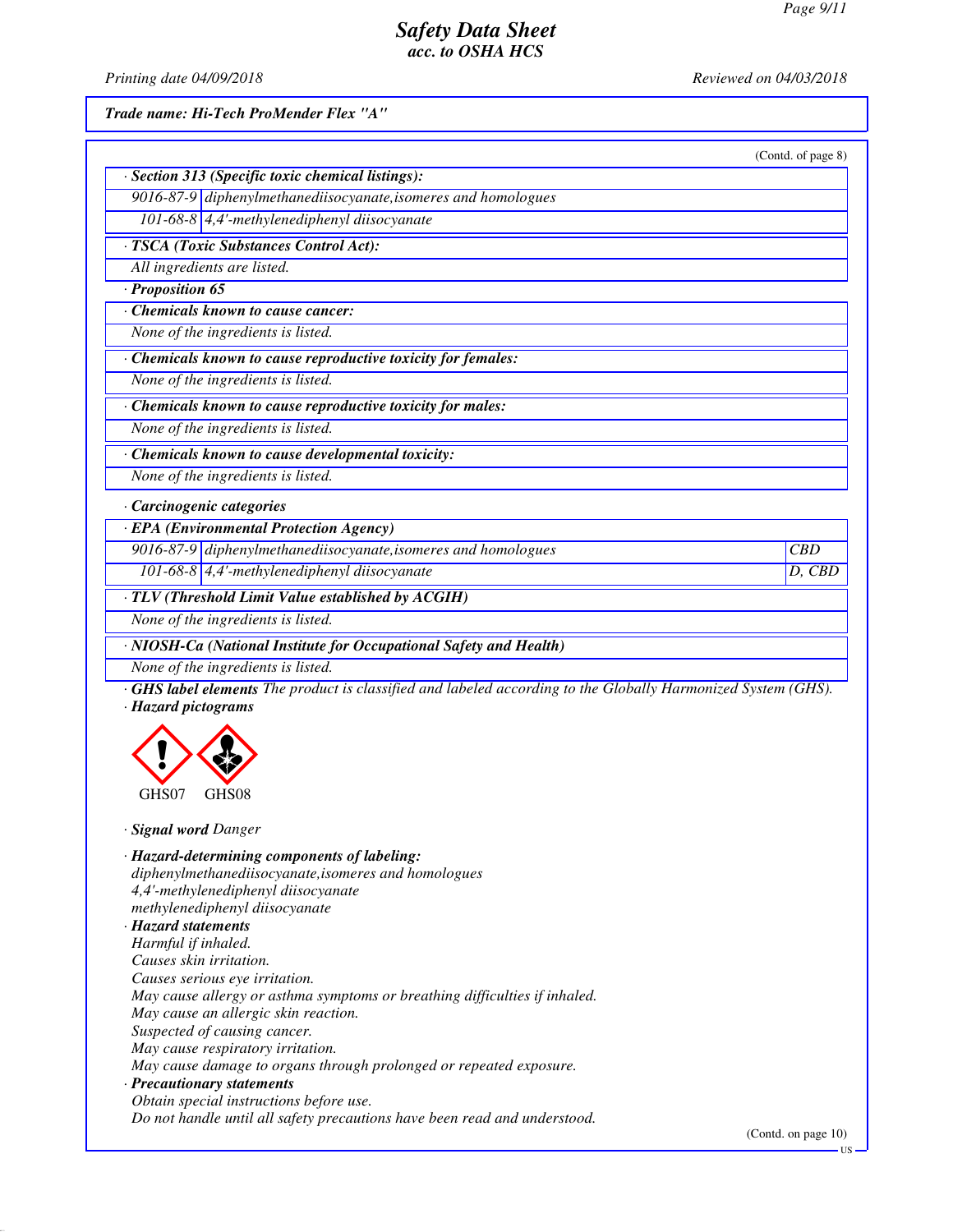## Safety Data Sheet
### acc. to OSHA HCS

Printing date 04/09/2018 Reviewed on 04/03/2018

**Trade name: Hi-Tech ProMender Flex "A"**

(Contd. of page 8)

**· Section 313 (Specific toxic chemical listings):**

| | |
|---|---|
| 9016-87-9 | diphenylmethanediisocyanate,isomeres and homologues |
| 101-68-8 | 4,4'-methylenediphenyl diisocyanate |

**· TSCA (Toxic Substances Control Act):**

All ingredients are listed.

**· Proposition 65**

**· Chemicals known to cause cancer:**

None of the ingredients is listed.

**· Chemicals known to cause reproductive toxicity for females:**

None of the ingredients is listed.

**· Chemicals known to cause reproductive toxicity for males:**

None of the ingredients is listed.

**· Chemicals known to cause developmental toxicity:**

None of the ingredients is listed.

**· Carcinogenic categories**

**· EPA (Environmental Protection Agency)**

| | | |
|---|---|---|
| 9016-87-9 | diphenylmethanediisocyanate,isomeres and homologues | CBD |
| 101-68-8 | 4,4'-methylenediphenyl diisocyanate | D, CBD |

**· TLV (Threshold Limit Value established by ACGIH)**

None of the ingredients is listed.

**· NIOSH-Ca (National Institute for Occupational Safety and Health)**

None of the ingredients is listed.

**· GHS label elements** The product is classified and labeled according to the Globally Harmonized System (GHS).

**· Hazard pictograms**

GHS07 GHS08

**· Signal word** Danger

**· Hazard-determining components of labeling:**

diphenylmethanediisocyanate,isomeres and homologues
4,4'-methylenediphenyl diisocyanate
methylenediphenyl diisocyanate

**· Hazard statements**

Harmful if inhaled.
Causes skin irritation.
Causes serious eye irritation.
May cause allergy or asthma symptoms or breathing difficulties if inhaled.
May cause an allergic skin reaction.
Suspected of causing cancer.
May cause respiratory irritation.
May cause damage to organs through prolonged or repeated exposure.

**· Precautionary statements**

Obtain special instructions before use.
Do not handle until all safety precautions have been read and understood.

(Contd. on page 10)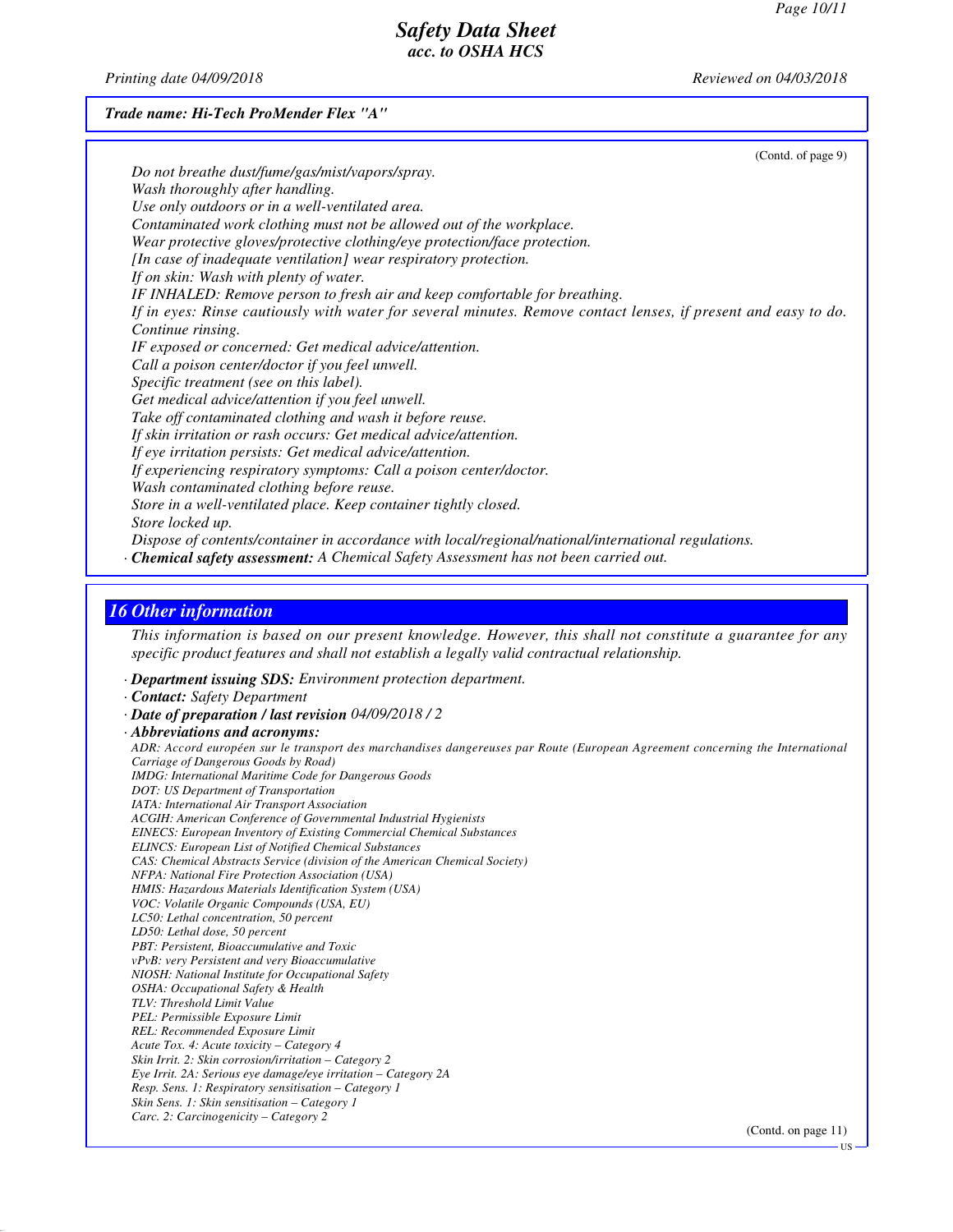**Trade name: Hi-Tech ProMender Flex "A"**

(Contd. of page 9)

*Do not breathe dust/fume/gas/mist/vapors/spray.*
*Wash thoroughly after handling.*
*Use only outdoors or in a well-ventilated area.*
*Contaminated work clothing must not be allowed out of the workplace.*
*Wear protective gloves/protective clothing/eye protection/face protection.*
*[In case of inadequate ventilation] wear respiratory protection.*
*If on skin: Wash with plenty of water.*
*IF INHALED: Remove person to fresh air and keep comfortable for breathing.*
*If in eyes: Rinse cautiously with water for several minutes. Remove contact lenses, if present and easy to do. Continue rinsing.*
*IF exposed or concerned: Get medical advice/attention.*
*Call a poison center/doctor if you feel unwell.*
*Specific treatment (see on this label).*
*Get medical advice/attention if you feel unwell.*
*Take off contaminated clothing and wash it before reuse.*
*If skin irritation or rash occurs: Get medical advice/attention.*
*If eye irritation persists: Get medical advice/attention.*
*If experiencing respiratory symptoms: Call a poison center/doctor.*
*Wash contaminated clothing before reuse.*
*Store in a well-ventilated place. Keep container tightly closed.*
*Store locked up.*
*Dispose of contents/container in accordance with local/regional/national/international regulations.*

· ***Chemical safety assessment:*** *A Chemical Safety Assessment has not been carried out.*

## 16 Other information

*This information is based on our present knowledge. However, this shall not constitute a guarantee for any specific product features and shall not establish a legally valid contractual relationship.*

· ***Department issuing SDS:*** *Environment protection department.*
· ***Contact:*** *Safety Department*
· ***Date of preparation / last revision*** *04/09/2018 / 2*
· ***Abbreviations and acronyms:***

*ADR: Accord européen sur le transport des marchandises dangereuses par Route (European Agreement concerning the International Carriage of Dangerous Goods by Road)*
*IMDG: International Maritime Code for Dangerous Goods*
*DOT: US Department of Transportation*
*IATA: International Air Transport Association*
*ACGIH: American Conference of Governmental Industrial Hygienists*
*EINECS: European Inventory of Existing Commercial Chemical Substances*
*ELINCS: European List of Notified Chemical Substances*
*CAS: Chemical Abstracts Service (division of the American Chemical Society)*
*NFPA: National Fire Protection Association (USA)*
*HMIS: Hazardous Materials Identification System (USA)*
*VOC: Volatile Organic Compounds (USA, EU)*
*LC50: Lethal concentration, 50 percent*
*LD50: Lethal dose, 50 percent*
*PBT: Persistent, Bioaccumulative and Toxic*
*vPvB: very Persistent and very Bioaccumulative*
*NIOSH: National Institute for Occupational Safety*
*OSHA: Occupational Safety & Health*
*TLV: Threshold Limit Value*
*PEL: Permissible Exposure Limit*
*REL: Recommended Exposure Limit*
*Acute Tox. 4: Acute toxicity – Category 4*
*Skin Irrit. 2: Skin corrosion/irritation – Category 2*
*Eye Irrit. 2A: Serious eye damage/eye irritation – Category 2A*
*Resp. Sens. 1: Respiratory sensitisation – Category 1*
*Skin Sens. 1: Skin sensitisation – Category 1*
*Carc. 2: Carcinogenicity – Category 2*

(Contd. on page 11)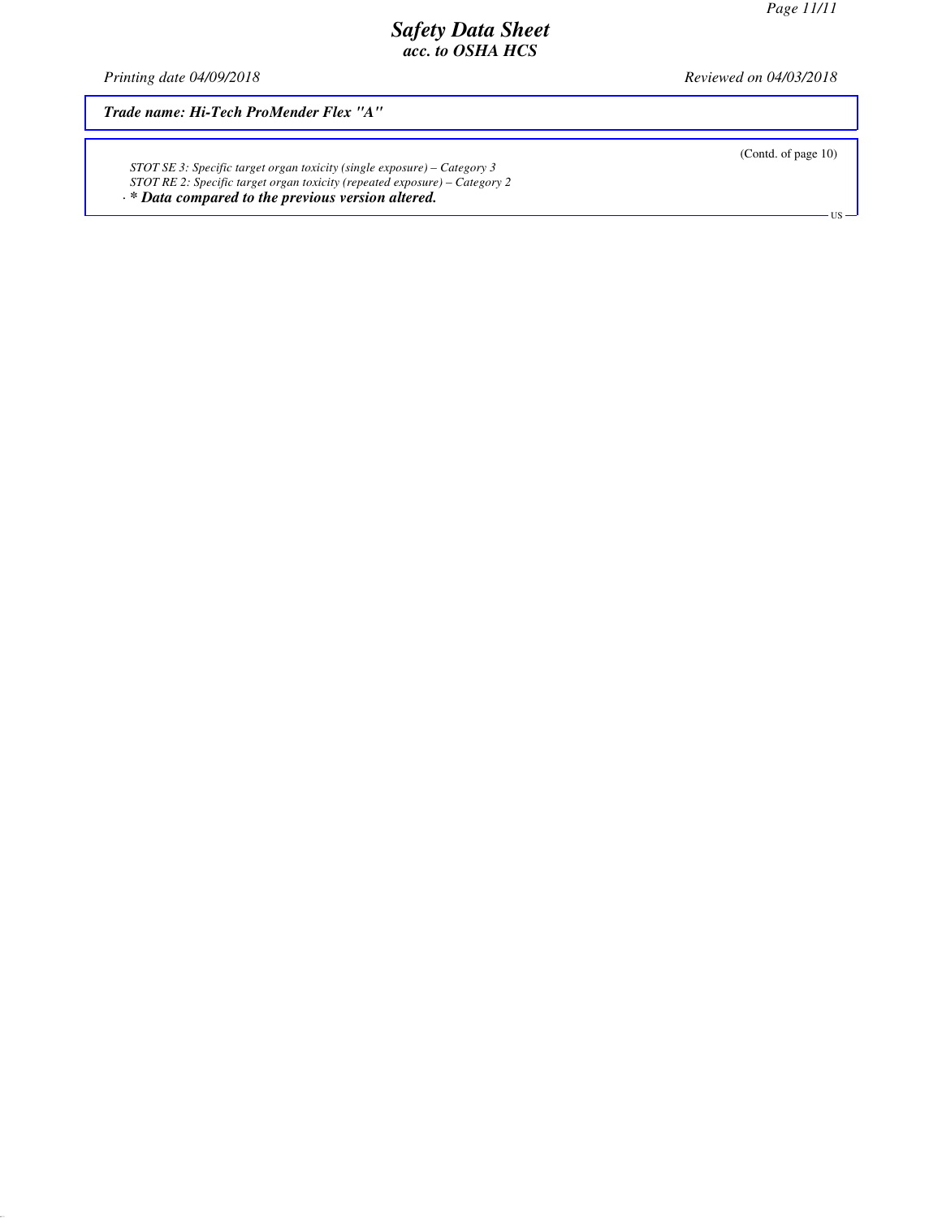*Trade name: Hi-Tech ProMender Flex "A"*

(Contd. of page 10)

*STOT SE 3: Specific target organ toxicity (single exposure) – Category 3*
*STOT RE 2: Specific target organ toxicity (repeated exposure) – Category 2*

· ***\* Data compared to the previous version altered.***

US